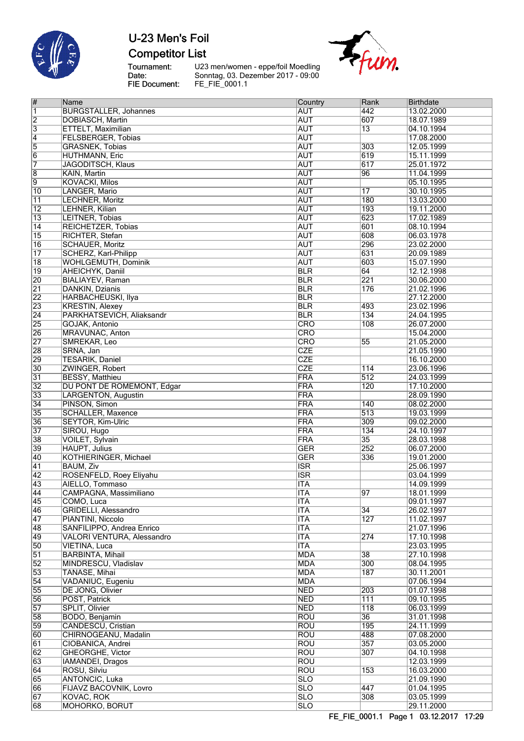# U-23 Men's Foil

## Competitor List

Tournament: U23 men/women - eppe/foil Moedling
Date: Sonntag, 03. Dezember 2017 - 09:00
FIE Document: FE_FIE_0001.1

| # | Name | Country | Rank | Birthdate |
|---|---|---|---|---|
| 1 | BURGSTALLER, Johannes | AUT | 442 | 13.02.2000 |
| 2 | DOBIASCH, Martin | AUT | 607 | 18.07.1989 |
| 3 | ETTELT, Maximilian | AUT | 13 | 04.10.1994 |
| 4 | FELSBERGER, Tobias | AUT | | 17.08.2000 |
| 5 | GRASNEK, Tobias | AUT | 303 | 12.05.1999 |
| 6 | HUTHMANN, Eric | AUT | 619 | 15.11.1999 |
| 7 | JAGODITSCH, Klaus | AUT | 617 | 25.01.1972 |
| 8 | KAIN, Martin | AUT | 96 | 11.04.1999 |
| 9 | KOVACKI, Milos | AUT | | 05.10.1995 |
| 10 | LANGER, Mario | AUT | 17 | 30.10.1995 |
| 11 | LECHNER, Moritz | AUT | 180 | 13.03.2000 |
| 12 | LEHNER, Kilian | AUT | 193 | 19.11.2000 |
| 13 | LEITNER, Tobias | AUT | 623 | 17.02.1989 |
| 14 | REICHETZER, Tobias | AUT | 601 | 08.10.1994 |
| 15 | RICHTER, Stefan | AUT | 608 | 06.03.1978 |
| 16 | SCHAUER, Moritz | AUT | 296 | 23.02.2000 |
| 17 | SCHERZ, Karl-Philipp | AUT | 631 | 20.09.1989 |
| 18 | WOHLGEMUTH, Dominik | AUT | 603 | 15.07.1990 |
| 19 | AHEICHYK, Daniil | BLR | 64 | 12.12.1998 |
| 20 | BIALIAYEV, Raman | BLR | 221 | 30.06.2000 |
| 21 | DANKIN, Dzianis | BLR | 176 | 21.02.1996 |
| 22 | HARBACHEUSKI, Ilya | BLR | | 27.12.2000 |
| 23 | KRESTIN, Alexey | BLR | 493 | 23.02.1996 |
| 24 | PARKHATSEVICH, Aliaksandr | BLR | 134 | 24.04.1995 |
| 25 | GOJAK, Antonio | CRO | 108 | 26.07.2000 |
| 26 | MRAVUNAC, Anton | CRO | | 15.04.2000 |
| 27 | SMREKAR, Leo | CRO | 55 | 21.05.2000 |
| 28 | SRNA, Jan | CZE | | 21.05.1990 |
| 29 | TESARIK, Daniel | CZE | | 16.10.2000 |
| 30 | ZWINGER, Robert | CZE | 114 | 23.06.1996 |
| 31 | BESSY, Matthieu | FRA | 512 | 24.03.1999 |
| 32 | DU PONT DE ROMEMONT, Edgar | FRA | 120 | 17.10.2000 |
| 33 | LARGENTON, Augustin | FRA | | 28.09.1990 |
| 34 | PINSON, Simon | FRA | 140 | 08.02.2000 |
| 35 | SCHALLER, Maxence | FRA | 513 | 19.03.1999 |
| 36 | SEYTOR, Kim-Ulric | FRA | 309 | 09.02.2000 |
| 37 | SIROU, Hugo | FRA | 134 | 24.10.1997 |
| 38 | VOILET, Sylvain | FRA | 35 | 28.03.1998 |
| 39 | HAUPT, Julius | GER | 252 | 06.07.2000 |
| 40 | KOTHIERINGER, Michael | GER | 336 | 19.01.2000 |
| 41 | BAUM, Ziv | ISR | | 25.06.1997 |
| 42 | ROSENFELD, Roey Eliyahu | ISR | | 03.04.1999 |
| 43 | AIELLO, Tommaso | ITA | | 14.09.1999 |
| 44 | CAMPAGNA, Massimiliano | ITA | 97 | 18.01.1999 |
| 45 | COMO, Luca | ITA | | 09.01.1997 |
| 46 | GRIDELLI, Alessandro | ITA | 34 | 26.02.1997 |
| 47 | PIANTINI, Niccolo | ITA | 127 | 11.02.1997 |
| 48 | SANFILIPPO, Andrea Enrico | ITA | | 21.07.1996 |
| 49 | VALORI VENTURA, Alessandro | ITA | 274 | 17.10.1998 |
| 50 | VIETINA, Luca | ITA | | 23.03.1995 |
| 51 | BARBINTA, Mihail | MDA | 38 | 27.10.1998 |
| 52 | MINDRESCU, Vladislav | MDA | 300 | 08.04.1995 |
| 53 | TANASE, Mihai | MDA | 187 | 30.11.2001 |
| 54 | VADANIUC, Eugeniu | MDA | | 07.06.1994 |
| 55 | DE JONG, Olivier | NED | 203 | 01.07.1998 |
| 56 | POST, Patrick | NED | 111 | 09.10.1995 |
| 57 | SPLIT, Olivier | NED | 118 | 06.03.1999 |
| 58 | BODO, Benjamin | ROU | 36 | 31.01.1998 |
| 59 | CANDESCU, Cristian | ROU | 195 | 24.11.1999 |
| 60 | CHIRNOGEANU, Madalin | ROU | 488 | 07.08.2000 |
| 61 | CIOBANICA, Andrei | ROU | 357 | 03.05.2000 |
| 62 | GHEORGHE, Victor | ROU | 307 | 04.10.1998 |
| 63 | IAMANDEI, Dragos | ROU | | 12.03.1999 |
| 64 | ROSU, Silviu | ROU | 153 | 16.03.2000 |
| 65 | ANTONCIC, Luka | SLO | | 21.09.1990 |
| 66 | FIJAVZ BACOVNIK, Lovro | SLO | 447 | 01.04.1995 |
| 67 | KOVAC, ROK | SLO | 308 | 03.05.1999 |
| 68 | MOHORKO, BORUT | SLO | | 29.11.2000 |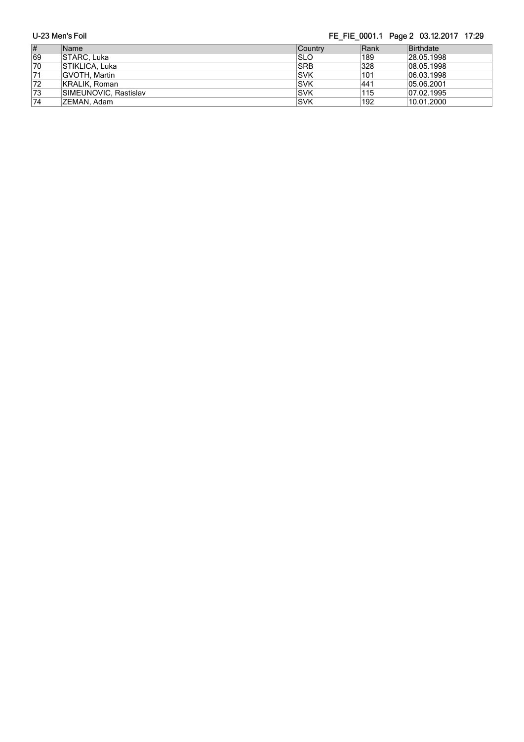| # | Name | Country | Rank | Birthdate |
| --- | --- | --- | --- | --- |
| 69 | STARC, Luka | SLO | 189 | 28.05.1998 |
| 70 | STIKLICA, Luka | SRB | 328 | 08.05.1998 |
| 71 | GVOTH, Martin | SVK | 101 | 06.03.1998 |
| 72 | KRALIK, Roman | SVK | 441 | 05.06.2001 |
| 73 | SIMEUNOVIC, Rastislav | SVK | 115 | 07.02.1995 |
| 74 | ZEMAN, Adam | SVK | 192 | 10.01.2000 |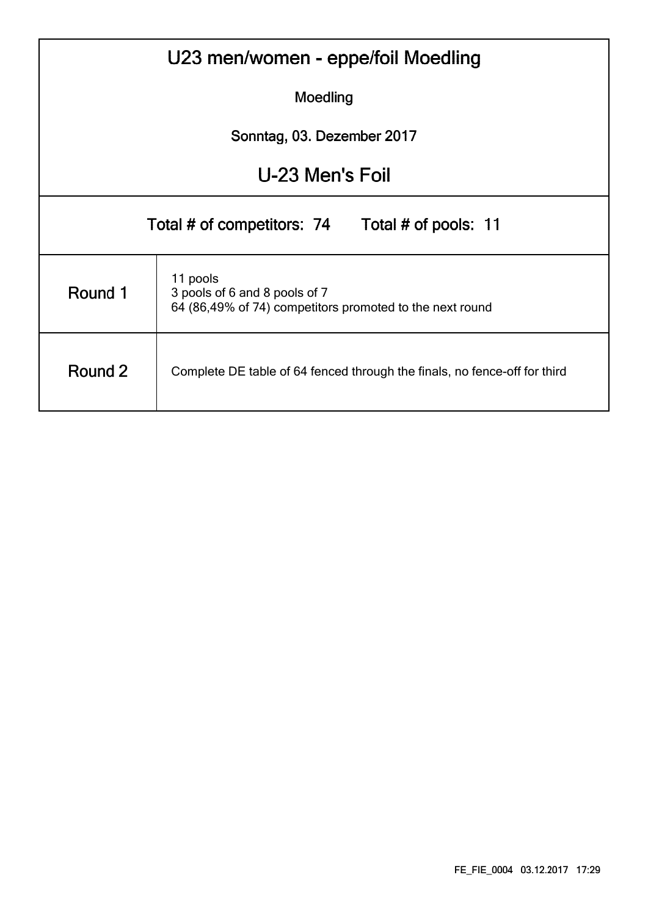# U23 men/women - eppe/foil Moedling

Moedling

Sonntag, 03. Dezember 2017

## U-23 Men's Foil

Total # of competitors: 74 Total # of pools: 11

| | |
|---|---|
| Round 1 | 11 pools<br>3 pools of 6 and 8 pools of 7<br>64 (86,49% of 74) competitors promoted to the next round |
| Round 2 | Complete DE table of 64 fenced through the finals, no fence-off for third |

FE_FIE_0004 03.12.2017 17:29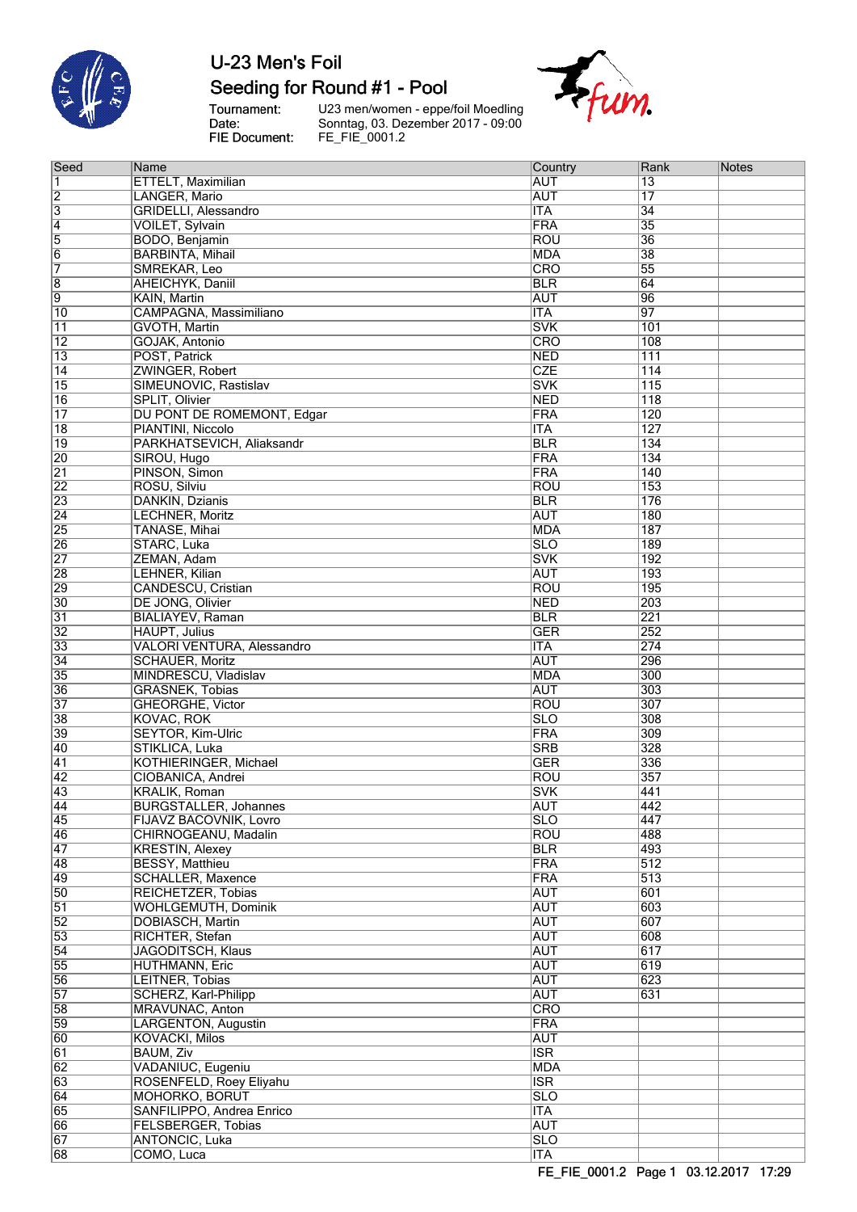# U-23 Men's Foil

## Seeding for Round #1 - Pool

Tournament: U23 men/women - eppe/foil Moedling
Date: Sonntag, 03. Dezember 2017 - 09:00
FIE Document: FE_FIE_0001.2

| Seed | Name | Country | Rank | Notes |
|---|---|---|---|---|
| 1 | ETTELT, Maximilian | AUT | 13 | |
| 2 | LANGER, Mario | AUT | 17 | |
| 3 | GRIDELLI, Alessandro | ITA | 34 | |
| 4 | VOILET, Sylvain | FRA | 35 | |
| 5 | BODO, Benjamin | ROU | 36 | |
| 6 | BARBINTA, Mihail | MDA | 38 | |
| 7 | SMREKAR, Leo | CRO | 55 | |
| 8 | AHEICHYK, Daniil | BLR | 64 | |
| 9 | KAIN, Martin | AUT | 96 | |
| 10 | CAMPAGNA, Massimiliano | ITA | 97 | |
| 11 | GVOTH, Martin | SVK | 101 | |
| 12 | GOJAK, Antonio | CRO | 108 | |
| 13 | POST, Patrick | NED | 111 | |
| 14 | ZWINGER, Robert | CZE | 114 | |
| 15 | SIMEUNOVIC, Rastislav | SVK | 115 | |
| 16 | SPLIT, Olivier | NED | 118 | |
| 17 | DU PONT DE ROMEMONT, Edgar | FRA | 120 | |
| 18 | PIANTINI, Niccolo | ITA | 127 | |
| 19 | PARKHATSEVICH, Aliaksandr | BLR | 134 | |
| 20 | SIROU, Hugo | FRA | 134 | |
| 21 | PINSON, Simon | FRA | 140 | |
| 22 | ROSU, Silviu | ROU | 153 | |
| 23 | DANKIN, Dzianis | BLR | 176 | |
| 24 | LECHNER, Moritz | AUT | 180 | |
| 25 | TANASE, Mihai | MDA | 187 | |
| 26 | STARC, Luka | SLO | 189 | |
| 27 | ZEMAN, Adam | SVK | 192 | |
| 28 | LEHNER, Kilian | AUT | 193 | |
| 29 | CANDESCU, Cristian | ROU | 195 | |
| 30 | DE JONG, Olivier | NED | 203 | |
| 31 | BIALIAYEV, Raman | BLR | 221 | |
| 32 | HAUPT, Julius | GER | 252 | |
| 33 | VALORI VENTURA, Alessandro | ITA | 274 | |
| 34 | SCHAUER, Moritz | AUT | 296 | |
| 35 | MINDRESCU, Vladislav | MDA | 300 | |
| 36 | GRASNEK, Tobias | AUT | 303 | |
| 37 | GHEORGHE, Victor | ROU | 307 | |
| 38 | KOVAC, ROK | SLO | 308 | |
| 39 | SEYTOR, Kim-Ulric | FRA | 309 | |
| 40 | STIKLICA, Luka | SRB | 328 | |
| 41 | KOTHIERINGER, Michael | GER | 336 | |
| 42 | CIOBANICA, Andrei | ROU | 357 | |
| 43 | KRALIK, Roman | SVK | 441 | |
| 44 | BURGSTALLER, Johannes | AUT | 442 | |
| 45 | FIJAVZ BACOVNIK, Lovro | SLO | 447 | |
| 46 | CHIRNOGEANU, Madalin | ROU | 488 | |
| 47 | KRESTIN, Alexey | BLR | 493 | |
| 48 | BESSY, Matthieu | FRA | 512 | |
| 49 | SCHALLER, Maxence | FRA | 513 | |
| 50 | REICHETZER, Tobias | AUT | 601 | |
| 51 | WOHLGEMUTH, Dominik | AUT | 603 | |
| 52 | DOBIASCH, Martin | AUT | 607 | |
| 53 | RICHTER, Stefan | AUT | 608 | |
| 54 | JAGODITSCH, Klaus | AUT | 617 | |
| 55 | HUTHMANN, Eric | AUT | 619 | |
| 56 | LEITNER, Tobias | AUT | 623 | |
| 57 | SCHERZ, Karl-Philipp | AUT | 631 | |
| 58 | MRAVUNAC, Anton | CRO | | |
| 59 | LARGENTON, Augustin | FRA | | |
| 60 | KOVACKI, Milos | AUT | | |
| 61 | BAUM, Ziv | ISR | | |
| 62 | VADANIUC, Eugeniu | MDA | | |
| 63 | ROSENFELD, Roey Eliyahu | ISR | | |
| 64 | MOHORKO, BORUT | SLO | | |
| 65 | SANFILIPPO, Andrea Enrico | ITA | | |
| 66 | FELSBERGER, Tobias | AUT | | |
| 67 | ANTONCIC, Luka | SLO | | |
| 68 | COMO, Luca | ITA | | |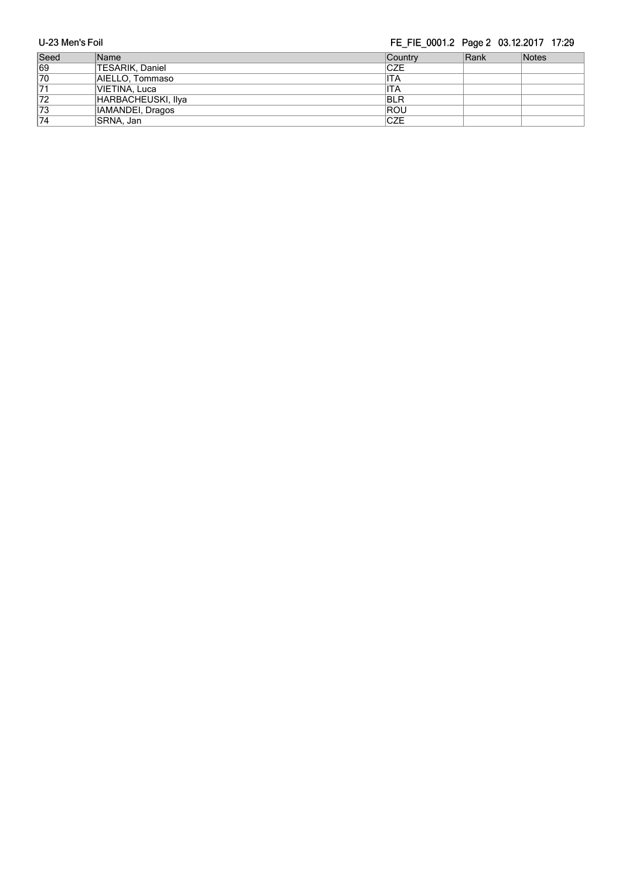| Seed | Name | Country | Rank | Notes |
|---|---|---|---|---|
| 69 | TESARIK, Daniel | CZE | | |
| 70 | AIELLO, Tommaso | ITA | | |
| 71 | VIETINA, Luca | ITA | | |
| 72 | HARBACHEUSKI, Ilya | BLR | | |
| 73 | IAMANDEI, Dragos | ROU | | |
| 74 | SRNA, Jan | CZE | | |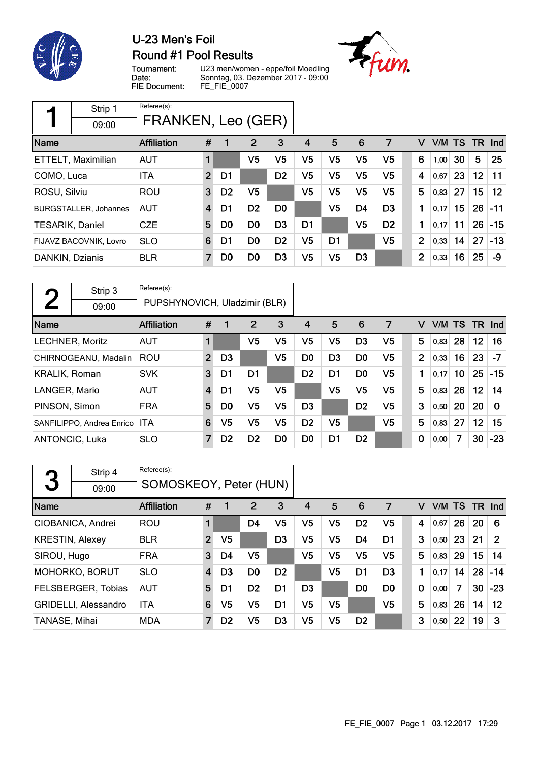# U-23 Men's Foil

## Round #1 Pool Results

Tournament: U23 men/women - eppe/foil Moedling
Date: Sonntag, 03. Dezember 2017 - 09:00
FIE Document: FE_FIE_0007

### Pool 1

Strip 1 — 09:00
Referee(s): FRANKEN, Leo (GER)

| Name | Affiliation | # | 1 | 2 | 3 | 4 | 5 | 6 | 7 | V | V/M | TS | TR | Ind |
|---|---|---|---|---|---|---|---|---|---|---|---|---|---|---|
| ETTELT, Maximilian | AUT | 1 | | V5 | V5 | V5 | V5 | V5 | V5 | 6 | 1,00 | 30 | 5 | 25 |
| COMO, Luca | ITA | 2 | D1 | | D2 | V5 | V5 | V5 | V5 | 4 | 0,67 | 23 | 12 | 11 |
| ROSU, Silviu | ROU | 3 | D2 | V5 | | V5 | V5 | V5 | V5 | 5 | 0,83 | 27 | 15 | 12 |
| BURGSTALLER, Johannes | AUT | 4 | D1 | D2 | D0 | | V5 | D4 | D3 | 1 | 0,17 | 15 | 26 | -11 |
| TESARIK, Daniel | CZE | 5 | D0 | D0 | D3 | D1 | | V5 | D2 | 1 | 0,17 | 11 | 26 | -15 |
| FIJAVZ BACOVNIK, Lovro | SLO | 6 | D1 | D0 | D2 | V5 | D1 | | V5 | 2 | 0,33 | 14 | 27 | -13 |
| DANKIN, Dzianis | BLR | 7 | D0 | D0 | D3 | V5 | V5 | D3 | | 2 | 0,33 | 16 | 25 | -9 |

### Pool 2

Strip 3 — 09:00
Referee(s): PUPSHYNOVICH, Uladzimir (BLR)

| Name | Affiliation | # | 1 | 2 | 3 | 4 | 5 | 6 | 7 | V | V/M | TS | TR | Ind |
|---|---|---|---|---|---|---|---|---|---|---|---|---|---|---|
| LECHNER, Moritz | AUT | 1 | | V5 | V5 | V5 | V5 | D3 | V5 | 5 | 0,83 | 28 | 12 | 16 |
| CHIRNOGEANU, Madalin | ROU | 2 | D3 | | V5 | D0 | D3 | D0 | V5 | 2 | 0,33 | 16 | 23 | -7 |
| KRALIK, Roman | SVK | 3 | D1 | D1 | | D2 | D1 | D0 | V5 | 1 | 0,17 | 10 | 25 | -15 |
| LANGER, Mario | AUT | 4 | D1 | V5 | V5 | | V5 | V5 | V5 | 5 | 0,83 | 26 | 12 | 14 |
| PINSON, Simon | FRA | 5 | D0 | V5 | V5 | D3 | | D2 | V5 | 3 | 0,50 | 20 | 20 | 0 |
| SANFILIPPO, Andrea Enrico | ITA | 6 | V5 | V5 | V5 | D2 | V5 | | V5 | 5 | 0,83 | 27 | 12 | 15 |
| ANTONCIC, Luka | SLO | 7 | D2 | D2 | D0 | D0 | D1 | D2 | | 0 | 0,00 | 7 | 30 | -23 |

### Pool 3

Strip 4 — 09:00
Referee(s): SOMOSKEOY, Peter (HUN)

| Name | Affiliation | # | 1 | 2 | 3 | 4 | 5 | 6 | 7 | V | V/M | TS | TR | Ind |
|---|---|---|---|---|---|---|---|---|---|---|---|---|---|---|
| CIOBANICA, Andrei | ROU | 1 | | D4 | V5 | V5 | V5 | D2 | V5 | 4 | 0,67 | 26 | 20 | 6 |
| KRESTIN, Alexey | BLR | 2 | V5 | | D3 | V5 | V5 | D4 | D1 | 3 | 0,50 | 23 | 21 | 2 |
| SIROU, Hugo | FRA | 3 | D4 | V5 | | V5 | V5 | V5 | V5 | 5 | 0,83 | 29 | 15 | 14 |
| MOHORKO, BORUT | SLO | 4 | D3 | D0 | D2 | | V5 | D1 | D3 | 1 | 0,17 | 14 | 28 | -14 |
| FELSBERGER, Tobias | AUT | 5 | D1 | D2 | D1 | D3 | | D0 | D0 | 0 | 0,00 | 7 | 30 | -23 |
| GRIDELLI, Alessandro | ITA | 6 | V5 | V5 | D1 | V5 | V5 | | V5 | 5 | 0,83 | 26 | 14 | 12 |
| TANASE, Mihai | MDA | 7 | D2 | V5 | D3 | V5 | V5 | D2 | | 3 | 0,50 | 22 | 19 | 3 |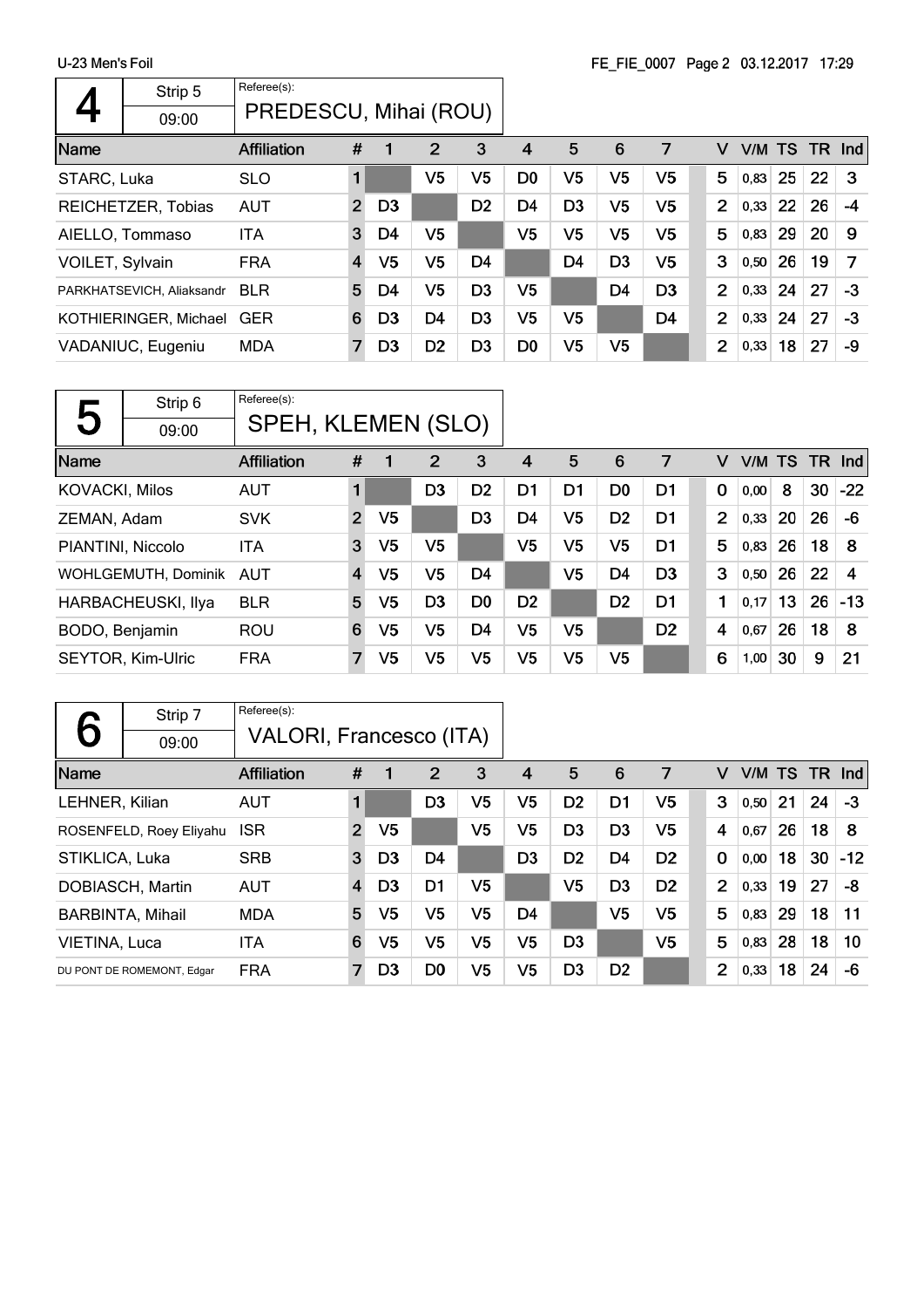## 4

Strip 5 | 09:00 | Referee(s): PREDESCU, Mihai (ROU)

| Name | Affiliation | # | 1 | 2 | 3 | 4 | 5 | 6 | 7 | V | V/M | TS | TR | Ind |
|---|---|---|---|---|---|---|---|---|---|---|---|---|---|---|
| STARC, Luka | SLO | 1 | | V5 | V5 | D0 | V5 | V5 | V5 | 5 | 0,83 | 25 | 22 | 3 |
| REICHETZER, Tobias | AUT | 2 | D3 | | D2 | D4 | D3 | V5 | V5 | 2 | 0,33 | 22 | 26 | -4 |
| AIELLO, Tommaso | ITA | 3 | D4 | V5 | | V5 | V5 | V5 | V5 | 5 | 0,83 | 29 | 20 | 9 |
| VOILET, Sylvain | FRA | 4 | V5 | V5 | D4 | | D4 | D3 | V5 | 3 | 0,50 | 26 | 19 | 7 |
| PARKHATSEVICH, Aliaksandr | BLR | 5 | D4 | V5 | D3 | V5 | | D4 | D3 | 2 | 0,33 | 24 | 27 | -3 |
| KOTHIERINGER, Michael | GER | 6 | D3 | D4 | D3 | V5 | V5 | | D4 | 2 | 0,33 | 24 | 27 | -3 |
| VADANIUC, Eugeniu | MDA | 7 | D3 | D2 | D3 | D0 | V5 | V5 | | 2 | 0,33 | 18 | 27 | -9 |

## 5

Strip 6 | 09:00 | Referee(s): SPEH, KLEMEN (SLO)

| Name | Affiliation | # | 1 | 2 | 3 | 4 | 5 | 6 | 7 | V | V/M | TS | TR | Ind |
|---|---|---|---|---|---|---|---|---|---|---|---|---|---|---|
| KOVACKI, Milos | AUT | 1 | | D3 | D2 | D1 | D1 | D0 | D1 | 0 | 0,00 | 8 | 30 | -22 |
| ZEMAN, Adam | SVK | 2 | V5 | | D3 | D4 | V5 | D2 | D1 | 2 | 0,33 | 20 | 26 | -6 |
| PIANTINI, Niccolo | ITA | 3 | V5 | V5 | | V5 | V5 | V5 | D1 | 5 | 0,83 | 26 | 18 | 8 |
| WOHLGEMUTH, Dominik | AUT | 4 | V5 | V5 | D4 | | V5 | D4 | D3 | 3 | 0,50 | 26 | 22 | 4 |
| HARBACHEUSKI, Ilya | BLR | 5 | V5 | D3 | D0 | D2 | | D2 | D1 | 1 | 0,17 | 13 | 26 | -13 |
| BODO, Benjamin | ROU | 6 | V5 | V5 | D4 | V5 | V5 | | D2 | 4 | 0,67 | 26 | 18 | 8 |
| SEYTOR, Kim-Ulric | FRA | 7 | V5 | V5 | V5 | V5 | V5 | V5 | | 6 | 1,00 | 30 | 9 | 21 |

## 6

Strip 7 | 09:00 | Referee(s): VALORI, Francesco (ITA)

| Name | Affiliation | # | 1 | 2 | 3 | 4 | 5 | 6 | 7 | V | V/M | TS | TR | Ind |
|---|---|---|---|---|---|---|---|---|---|---|---|---|---|---|
| LEHNER, Kilian | AUT | 1 | | D3 | V5 | V5 | D2 | D1 | V5 | 3 | 0,50 | 21 | 24 | -3 |
| ROSENFELD, Roey Eliyahu | ISR | 2 | V5 | | V5 | V5 | D3 | D3 | V5 | 4 | 0,67 | 26 | 18 | 8 |
| STIKLICA, Luka | SRB | 3 | D3 | D4 | | D3 | D2 | D4 | D2 | 0 | 0,00 | 18 | 30 | -12 |
| DOBIASCH, Martin | AUT | 4 | D3 | D1 | V5 | | V5 | D3 | D2 | 2 | 0,33 | 19 | 27 | -8 |
| BARBINTA, Mihail | MDA | 5 | V5 | V5 | V5 | D4 | | V5 | V5 | 5 | 0,83 | 29 | 18 | 11 |
| VIETINA, Luca | ITA | 6 | V5 | V5 | V5 | V5 | D3 | | V5 | 5 | 0,83 | 28 | 18 | 10 |
| DU PONT DE ROMEMONT, Edgar | FRA | 7 | D3 | D0 | V5 | V5 | D3 | D2 | | 2 | 0,33 | 18 | 24 | -6 |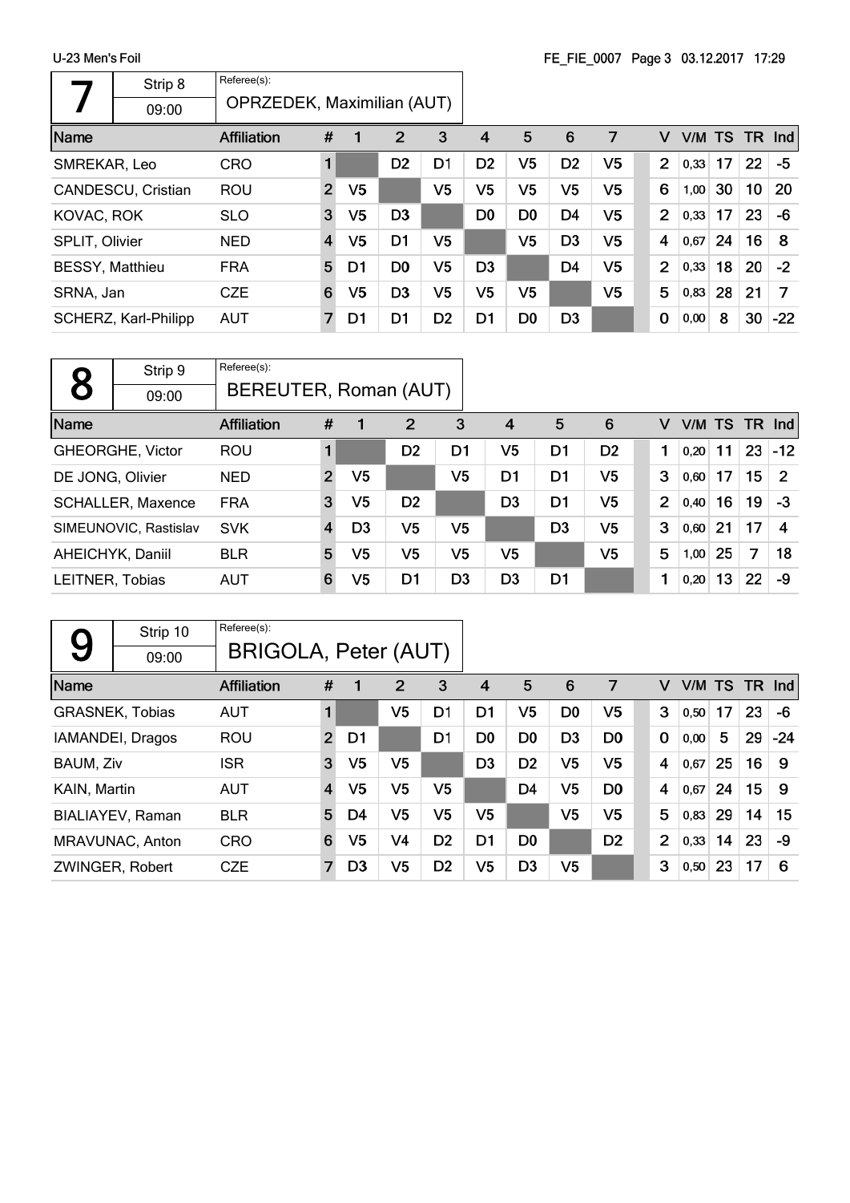U-23 Men's Foil

FE_FIE_0007 Page 3 03.12.2017 17:29

## 7

| Strip 8 | Referee(s): |
|---|---|
| 09:00 | OPRZEDEK, Maximilian (AUT) |

| Name | Affiliation | # | 1 | 2 | 3 | 4 | 5 | 6 | 7 | V | V/M | TS | TR | Ind |
|---|---|---|---|---|---|---|---|---|---|---|---|---|---|---|
| SMREKAR, Leo | CRO | 1 | | D2 | D1 | D2 | V5 | D2 | V5 | 2 | 0,33 | 17 | 22 | -5 |
| CANDESCU, Cristian | ROU | 2 | V5 | | V5 | V5 | V5 | V5 | V5 | 6 | 1,00 | 30 | 10 | 20 |
| KOVAC, ROK | SLO | 3 | V5 | D3 | | D0 | D0 | D4 | V5 | 2 | 0,33 | 17 | 23 | -6 |
| SPLIT, Olivier | NED | 4 | V5 | D1 | V5 | | V5 | D3 | V5 | 4 | 0,67 | 24 | 16 | 8 |
| BESSY, Matthieu | FRA | 5 | D1 | D0 | V5 | D3 | | D4 | V5 | 2 | 0,33 | 18 | 20 | -2 |
| SRNA, Jan | CZE | 6 | V5 | D3 | V5 | V5 | V5 | | V5 | 5 | 0,83 | 28 | 21 | 7 |
| SCHERZ, Karl-Philipp | AUT | 7 | D1 | D1 | D2 | D1 | D0 | D3 | | 0 | 0,00 | 8 | 30 | -22 |

## 8

| Strip 9 | Referee(s): |
|---|---|
| 09:00 | BEREUTER, Roman (AUT) |

| Name | Affiliation | # | 1 | 2 | 3 | 4 | 5 | 6 | V | V/M | TS | TR | Ind |
|---|---|---|---|---|---|---|---|---|---|---|---|---|---|
| GHEORGHE, Victor | ROU | 1 | | D2 | D1 | V5 | D1 | D2 | 1 | 0,20 | 11 | 23 | -12 |
| DE JONG, Olivier | NED | 2 | V5 | | V5 | D1 | D1 | V5 | 3 | 0,60 | 17 | 15 | 2 |
| SCHALLER, Maxence | FRA | 3 | V5 | D2 | | D3 | D1 | V5 | 2 | 0,40 | 16 | 19 | -3 |
| SIMEUNOVIC, Rastislav | SVK | 4 | D3 | V5 | V5 | | D3 | V5 | 3 | 0,60 | 21 | 17 | 4 |
| AHEICHYK, Daniil | BLR | 5 | V5 | V5 | V5 | V5 | | V5 | 5 | 1,00 | 25 | 7 | 18 |
| LEITNER, Tobias | AUT | 6 | V5 | D1 | D3 | D3 | D1 | | 1 | 0,20 | 13 | 22 | -9 |

## 9

| Strip 10 | Referee(s): |
|---|---|
| 09:00 | BRIGOLA, Peter (AUT) |

| Name | Affiliation | # | 1 | 2 | 3 | 4 | 5 | 6 | 7 | V | V/M | TS | TR | Ind |
|---|---|---|---|---|---|---|---|---|---|---|---|---|---|---|
| GRASNEK, Tobias | AUT | 1 | | V5 | D1 | D1 | V5 | D0 | V5 | 3 | 0,50 | 17 | 23 | -6 |
| IAMANDEI, Dragos | ROU | 2 | D1 | | D1 | D0 | D0 | D3 | D0 | 0 | 0,00 | 5 | 29 | -24 |
| BAUM, Ziv | ISR | 3 | V5 | V5 | | D3 | D2 | V5 | V5 | 4 | 0,67 | 25 | 16 | 9 |
| KAIN, Martin | AUT | 4 | V5 | V5 | V5 | | D4 | V5 | D0 | 4 | 0,67 | 24 | 15 | 9 |
| BIALIAYEV, Raman | BLR | 5 | D4 | V5 | V5 | V5 | | V5 | V5 | 5 | 0,83 | 29 | 14 | 15 |
| MRAVUNAC, Anton | CRO | 6 | V5 | V4 | D2 | D1 | D0 | | D2 | 2 | 0,33 | 14 | 23 | -9 |
| ZWINGER, Robert | CZE | 7 | D3 | V5 | D2 | V5 | D3 | V5 | | 3 | 0,50 | 23 | 17 | 6 |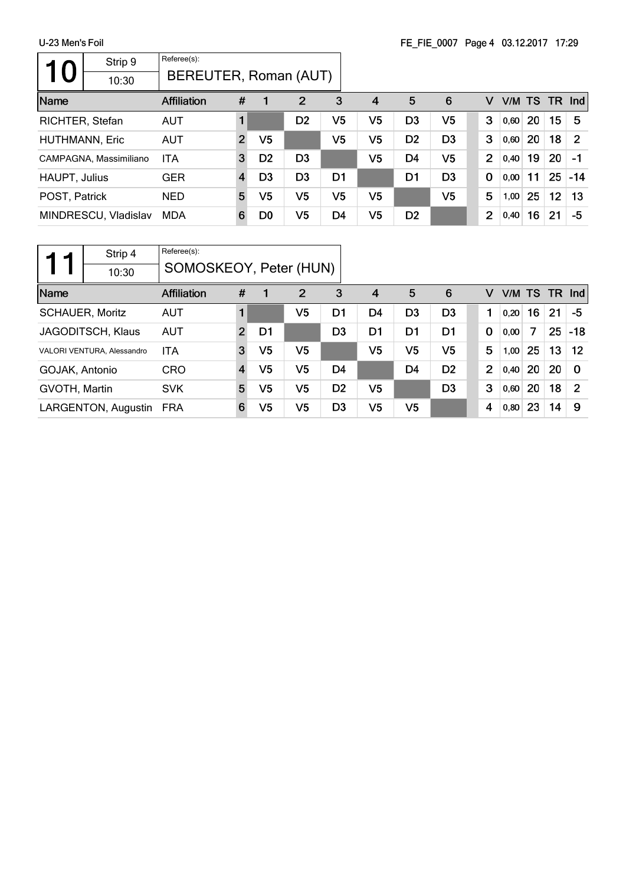U-23 Men's Foil

FE_FIE_0007 Page 4 03.12.2017 17:29

## 10

Strip 9 — 10:30

Referee(s): BEREUTER, Roman (AUT)

| Name | Affiliation | # | 1 | 2 | 3 | 4 | 5 | 6 | V | V/M | TS | TR | Ind |
|---|---|---|---|---|---|---|---|---|---|---|---|---|---|
| RICHTER, Stefan | AUT | 1 | | D2 | V5 | V5 | D3 | V5 | 3 | 0,60 | 20 | 15 | 5 |
| HUTHMANN, Eric | AUT | 2 | V5 | | V5 | V5 | D2 | D3 | 3 | 0,60 | 20 | 18 | 2 |
| CAMPAGNA, Massimiliano | ITA | 3 | D2 | D3 | | V5 | D4 | V5 | 2 | 0,40 | 19 | 20 | -1 |
| HAUPT, Julius | GER | 4 | D3 | D3 | D1 | | D1 | D3 | 0 | 0,00 | 11 | 25 | -14 |
| POST, Patrick | NED | 5 | V5 | V5 | V5 | V5 | | V5 | 5 | 1,00 | 25 | 12 | 13 |
| MINDRESCU, Vladislav | MDA | 6 | D0 | V5 | D4 | V5 | D2 | | 2 | 0,40 | 16 | 21 | -5 |

## 11

Strip 4 — 10:30

Referee(s): SOMOSKEOY, Peter (HUN)

| Name | Affiliation | # | 1 | 2 | 3 | 4 | 5 | 6 | V | V/M | TS | TR | Ind |
|---|---|---|---|---|---|---|---|---|---|---|---|---|---|
| SCHAUER, Moritz | AUT | 1 | | V5 | D1 | D4 | D3 | D3 | 1 | 0,20 | 16 | 21 | -5 |
| JAGODITSCH, Klaus | AUT | 2 | D1 | | D3 | D1 | D1 | D1 | 0 | 0,00 | 7 | 25 | -18 |
| VALORI VENTURA, Alessandro | ITA | 3 | V5 | V5 | | V5 | V5 | V5 | 5 | 1,00 | 25 | 13 | 12 |
| GOJAK, Antonio | CRO | 4 | V5 | V5 | D4 | | D4 | D2 | 2 | 0,40 | 20 | 20 | 0 |
| GVOTH, Martin | SVK | 5 | V5 | V5 | D2 | V5 | | D3 | 3 | 0,60 | 20 | 18 | 2 |
| LARGENTON, Augustin | FRA | 6 | V5 | V5 | D3 | V5 | V5 | | 4 | 0,80 | 23 | 14 | 9 |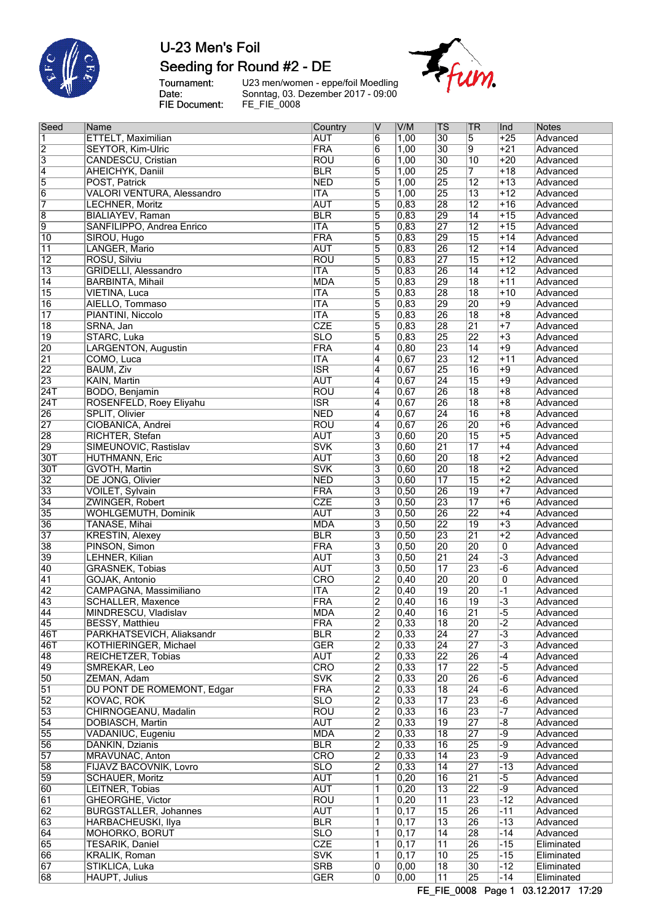# U-23 Men's Foil

## Seeding for Round #2 - DE

Tournament: U23 men/women - eppe/foil Moedling
Date: Sonntag, 03. Dezember 2017 - 09:00
FIE Document: FE_FIE_0008

| Seed | Name | Country | V | V/M | TS | TR | Ind | Notes |
|---|---|---|---|---|---|---|---|---|
| 1 | ETTELT, Maximilian | AUT | 6 | 1,00 | 30 | 5 | +25 | Advanced |
| 2 | SEYTOR, Kim-Ulric | FRA | 6 | 1,00 | 30 | 9 | +21 | Advanced |
| 3 | CANDESCU, Cristian | ROU | 6 | 1,00 | 30 | 10 | +20 | Advanced |
| 4 | AHEICHYK, Daniil | BLR | 5 | 1,00 | 25 | 7 | +18 | Advanced |
| 5 | POST, Patrick | NED | 5 | 1,00 | 25 | 12 | +13 | Advanced |
| 6 | VALORI VENTURA, Alessandro | ITA | 5 | 1,00 | 25 | 13 | +12 | Advanced |
| 7 | LECHNER, Moritz | AUT | 5 | 0,83 | 28 | 12 | +16 | Advanced |
| 8 | BIALIAYEV, Raman | BLR | 5 | 0,83 | 29 | 14 | +15 | Advanced |
| 9 | SANFILIPPO, Andrea Enrico | ITA | 5 | 0,83 | 27 | 12 | +15 | Advanced |
| 10 | SIROU, Hugo | FRA | 5 | 0,83 | 29 | 15 | +14 | Advanced |
| 11 | LANGER, Mario | AUT | 5 | 0,83 | 26 | 12 | +14 | Advanced |
| 12 | ROSU, Silviu | ROU | 5 | 0,83 | 27 | 15 | +12 | Advanced |
| 13 | GRIDELLI, Alessandro | ITA | 5 | 0,83 | 26 | 14 | +12 | Advanced |
| 14 | BARBINTA, Mihail | MDA | 5 | 0,83 | 29 | 18 | +11 | Advanced |
| 15 | VIETINA, Luca | ITA | 5 | 0,83 | 28 | 18 | +10 | Advanced |
| 16 | AIELLO, Tommaso | ITA | 5 | 0,83 | 29 | 20 | +9 | Advanced |
| 17 | PIANTINI, Niccolo | ITA | 5 | 0,83 | 26 | 18 | +8 | Advanced |
| 18 | SRNA, Jan | CZE | 5 | 0,83 | 28 | 21 | +7 | Advanced |
| 19 | STARC, Luka | SLO | 5 | 0,83 | 25 | 22 | +3 | Advanced |
| 20 | LARGENTON, Augustin | FRA | 4 | 0,80 | 23 | 14 | +9 | Advanced |
| 21 | COMO, Luca | ITA | 4 | 0,67 | 23 | 12 | +11 | Advanced |
| 22 | BAUM, Ziv | ISR | 4 | 0,67 | 25 | 16 | +9 | Advanced |
| 23 | KAIN, Martin | AUT | 4 | 0,67 | 24 | 15 | +9 | Advanced |
| 24T | BODO, Benjamin | ROU | 4 | 0,67 | 26 | 18 | +8 | Advanced |
| 24T | ROSENFELD, Roey Eliyahu | ISR | 4 | 0,67 | 26 | 18 | +8 | Advanced |
| 26 | SPLIT, Olivier | NED | 4 | 0,67 | 24 | 16 | +8 | Advanced |
| 27 | CIOBANICA, Andrei | ROU | 4 | 0,67 | 26 | 20 | +6 | Advanced |
| 28 | RICHTER, Stefan | AUT | 3 | 0,60 | 20 | 15 | +5 | Advanced |
| 29 | SIMEUNOVIC, Rastislav | SVK | 3 | 0,60 | 21 | 17 | +4 | Advanced |
| 30T | HUTHMANN, Eric | AUT | 3 | 0,60 | 20 | 18 | +2 | Advanced |
| 30T | GVOTH, Martin | SVK | 3 | 0,60 | 20 | 18 | +2 | Advanced |
| 32 | DE JONG, Olivier | NED | 3 | 0,60 | 17 | 15 | +2 | Advanced |
| 33 | VOILET, Sylvain | FRA | 3 | 0,50 | 26 | 19 | +7 | Advanced |
| 34 | ZWINGER, Robert | CZE | 3 | 0,50 | 23 | 17 | +6 | Advanced |
| 35 | WOHLGEMUTH, Dominik | AUT | 3 | 0,50 | 26 | 22 | +4 | Advanced |
| 36 | TANASE, Mihai | MDA | 3 | 0,50 | 22 | 19 | +3 | Advanced |
| 37 | KRESTIN, Alexey | BLR | 3 | 0,50 | 23 | 21 | +2 | Advanced |
| 38 | PINSON, Simon | FRA | 3 | 0,50 | 20 | 20 | 0 | Advanced |
| 39 | LEHNER, Kilian | AUT | 3 | 0,50 | 21 | 24 | -3 | Advanced |
| 40 | GRASNEK, Tobias | AUT | 3 | 0,50 | 17 | 23 | -6 | Advanced |
| 41 | GOJAK, Antonio | CRO | 2 | 0,40 | 20 | 20 | 0 | Advanced |
| 42 | CAMPAGNA, Massimiliano | ITA | 2 | 0,40 | 19 | 20 | -1 | Advanced |
| 43 | SCHALLER, Maxence | FRA | 2 | 0,40 | 16 | 19 | -3 | Advanced |
| 44 | MINDRESCU, Vladislav | MDA | 2 | 0,40 | 16 | 21 | -5 | Advanced |
| 45 | BESSY, Matthieu | FRA | 2 | 0,33 | 18 | 20 | -2 | Advanced |
| 46T | PARKHATSEVICH, Aliaksandr | BLR | 2 | 0,33 | 24 | 27 | -3 | Advanced |
| 46T | KOTHIERINGER, Michael | GER | 2 | 0,33 | 24 | 27 | -3 | Advanced |
| 48 | REICHETZER, Tobias | AUT | 2 | 0,33 | 22 | 26 | -4 | Advanced |
| 49 | SMREKAR, Leo | CRO | 2 | 0,33 | 17 | 22 | -5 | Advanced |
| 50 | ZEMAN, Adam | SVK | 2 | 0,33 | 20 | 26 | -6 | Advanced |
| 51 | DU PONT DE ROMEMONT, Edgar | FRA | 2 | 0,33 | 18 | 24 | -6 | Advanced |
| 52 | KOVAC, ROK | SLO | 2 | 0,33 | 17 | 23 | -6 | Advanced |
| 53 | CHIRNOGEANU, Madalin | ROU | 2 | 0,33 | 16 | 23 | -7 | Advanced |
| 54 | DOBIASCH, Martin | AUT | 2 | 0,33 | 19 | 27 | -8 | Advanced |
| 55 | VADANIUC, Eugeniu | MDA | 2 | 0,33 | 18 | 27 | -9 | Advanced |
| 56 | DANKIN, Dzianis | BLR | 2 | 0,33 | 16 | 25 | -9 | Advanced |
| 57 | MRAVUNAC, Anton | CRO | 2 | 0,33 | 14 | 23 | -9 | Advanced |
| 58 | FIJAVZ BACOVNIK, Lovro | SLO | 2 | 0,33 | 14 | 27 | -13 | Advanced |
| 59 | SCHAUER, Moritz | AUT | 1 | 0,20 | 16 | 21 | -5 | Advanced |
| 60 | LEITNER, Tobias | AUT | 1 | 0,20 | 13 | 22 | -9 | Advanced |
| 61 | GHEORGHE, Victor | ROU | 1 | 0,20 | 11 | 23 | -12 | Advanced |
| 62 | BURGSTALLER, Johannes | AUT | 1 | 0,17 | 15 | 26 | -11 | Advanced |
| 63 | HARBACHEUSKI, Ilya | BLR | 1 | 0,17 | 13 | 26 | -13 | Advanced |
| 64 | MOHORKO, BORUT | SLO | 1 | 0,17 | 14 | 28 | -14 | Advanced |
| 65 | TESARIK, Daniel | CZE | 1 | 0,17 | 11 | 26 | -15 | Eliminated |
| 66 | KRALIK, Roman | SVK | 1 | 0,17 | 10 | 25 | -15 | Eliminated |
| 67 | STIKLICA, Luka | SRB | 0 | 0,00 | 18 | 30 | -12 | Eliminated |
| 68 | HAUPT, Julius | GER | 0 | 0,00 | 11 | 25 | -14 | Eliminated |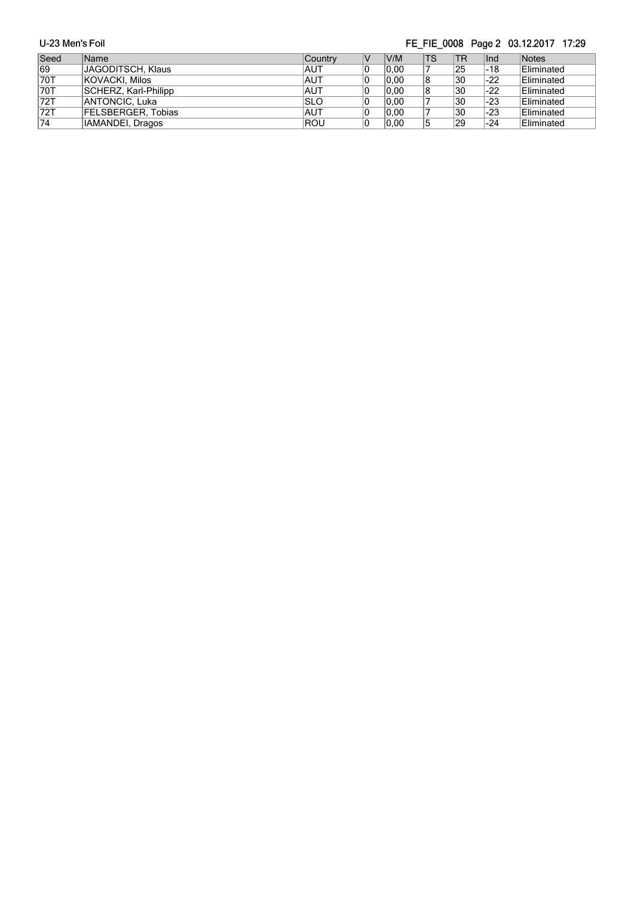| Seed | Name | Country | V | V/M | TS | TR | Ind | Notes |
|---|---|---|---|---|---|---|---|---|
| 69 | JAGODITSCH, Klaus | AUT | 0 | 0,00 | 7 | 25 | -18 | Eliminated |
| 70T | KOVACKI, Milos | AUT | 0 | 0,00 | 8 | 30 | -22 | Eliminated |
| 70T | SCHERZ, Karl-Philipp | AUT | 0 | 0,00 | 8 | 30 | -22 | Eliminated |
| 72T | ANTONCIC, Luka | SLO | 0 | 0,00 | 7 | 30 | -23 | Eliminated |
| 72T | FELSBERGER, Tobias | AUT | 0 | 0,00 | 7 | 30 | -23 | Eliminated |
| 74 | IAMANDEI, Dragos | ROU | 0 | 0,00 | 5 | 29 | -24 | Eliminated |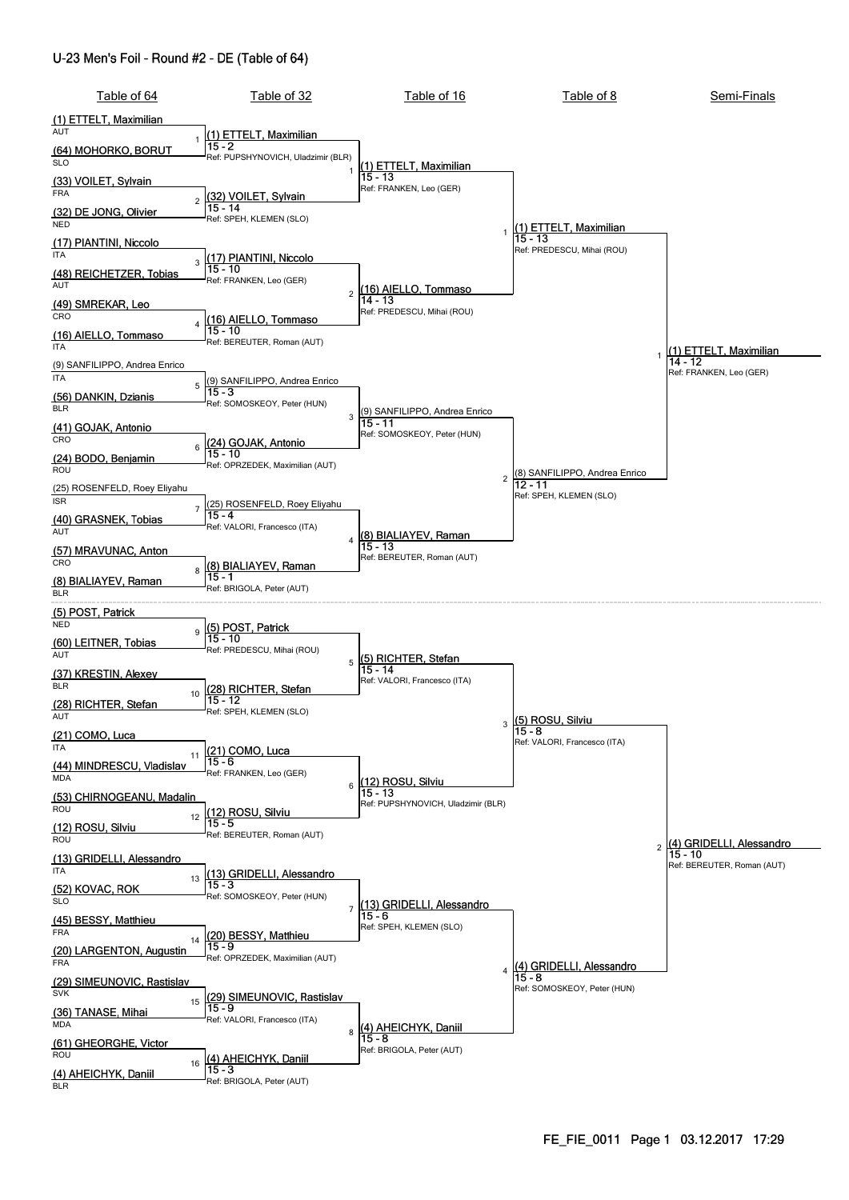# U-23 Men's Foil - Round #2 - DE (Table of 64)

## Table of 64

| Bout | Fencer A | Fencer B |
|---|---|---|
| 1 | (1) ETTELT, Maximilian (AUT) | (64) MOHORKO, BORUT (SLO) |
| 2 | (33) VOILET, Sylvain (FRA) | (32) DE JONG, Olivier (NED) |
| 3 | (17) PIANTINI, Niccolo (ITA) | (48) REICHETZER, Tobias (AUT) |
| 4 | (49) SMREKAR, Leo (CRO) | (16) AIELLO, Tommaso (ITA) |
| 5 | (9) SANFILIPPO, Andrea Enrico (ITA) | (56) DANKIN, Dzianis (BLR) |
| 6 | (41) GOJAK, Antonio (CRO) | (24) BODO, Benjamin (ROU) |
| 7 | (25) ROSENFELD, Roey Eliyahu (ISR) | (40) GRASNEK, Tobias (AUT) |
| 8 | (57) MRAVUNAC, Anton (CRO) | (8) BIALIAYEV, Raman (BLR) |
| 9 | (5) POST, Patrick (NED) | (60) LEITNER, Tobias (AUT) |
| 10 | (37) KRESTIN, Alexey (BLR) | (28) RICHTER, Stefan (AUT) |
| 11 | (21) COMO, Luca (ITA) | (44) MINDRESCU, Vladislav (MDA) |
| 12 | (53) CHIRNOGEANU, Madalin (ROU) | (12) ROSU, Silviu (ROU) |
| 13 | (13) GRIDELLI, Alessandro (ITA) | (52) KOVAC, ROK (SLO) |
| 14 | (45) BESSY, Matthieu (FRA) | (20) LARGENTON, Augustin (FRA) |
| 15 | (29) SIMEUNOVIC, Rastislav (SVK) | (36) TANASE, Mihai (MDA) |
| 16 | (61) GHEORGHE, Victor (ROU) | (4) AHEICHYK, Daniil (BLR) |

## Table of 32

| Bout | Winner | Score | Referee |
|---|---|---|---|
| 1 | (1) ETTELT, Maximilian | 15 - 2 | PUPSHYNOVICH, Uladzimir (BLR) |
| 2 | (32) VOILET, Sylvain | 15 - 14 | SPEH, KLEMEN (SLO) |
| 3 | (17) PIANTINI, Niccolo | 15 - 10 | FRANKEN, Leo (GER) |
| 4 | (16) AIELLO, Tommaso | 15 - 10 | BEREUTER, Roman (AUT) |
| 5 | (9) SANFILIPPO, Andrea Enrico | 15 - 3 | SOMOSKEOY, Peter (HUN) |
| 6 | (24) GOJAK, Antonio | 15 - 10 | OPRZEDEK, Maximilian (AUT) |
| 7 | (25) ROSENFELD, Roey Eliyahu | 15 - 4 | VALORI, Francesco (ITA) |
| 8 | (8) BIALIAYEV, Raman | 15 - 1 | BRIGOLA, Peter (AUT) |
| 9 | (5) POST, Patrick | 15 - 10 | PREDESCU, Mihai (ROU) |
| 10 | (28) RICHTER, Stefan | 15 - 12 | SPEH, KLEMEN (SLO) |
| 11 | (21) COMO, Luca | 15 - 6 | FRANKEN, Leo (GER) |
| 12 | (12) ROSU, Silviu | 15 - 5 | BEREUTER, Roman (AUT) |
| 13 | (13) GRIDELLI, Alessandro | 15 - 3 | SOMOSKEOY, Peter (HUN) |
| 14 | (20) BESSY, Matthieu | 15 - 9 | OPRZEDEK, Maximilian (AUT) |
| 15 | (29) SIMEUNOVIC, Rastislav | 15 - 9 | VALORI, Francesco (ITA) |
| 16 | (4) AHEICHYK, Daniil | 15 - 3 | BRIGOLA, Peter (AUT) |

## Table of 16

| Bout | Winner | Score | Referee |
|---|---|---|---|
| 1 | (1) ETTELT, Maximilian | 15 - 13 | FRANKEN, Leo (GER) |
| 2 | (16) AIELLO, Tommaso | 14 - 13 | PREDESCU, Mihai (ROU) |
| 3 | (9) SANFILIPPO, Andrea Enrico | 15 - 11 | SOMOSKEOY, Peter (HUN) |
| 4 | (8) BIALIAYEV, Raman | 15 - 13 | BEREUTER, Roman (AUT) |
| 5 | (5) RICHTER, Stefan | 15 - 14 | VALORI, Francesco (ITA) |
| 6 | (12) ROSU, Silviu | 15 - 13 | PUPSHYNOVICH, Uladzimir (BLR) |
| 7 | (13) GRIDELLI, Alessandro | 15 - 6 | SPEH, KLEMEN (SLO) |
| 8 | (4) AHEICHYK, Daniil | 15 - 8 | BRIGOLA, Peter (AUT) |

## Table of 8

| Bout | Winner | Score | Referee |
|---|---|---|---|
| 1 | (1) ETTELT, Maximilian | 15 - 13 | PREDESCU, Mihai (ROU) |
| 2 | (8) SANFILIPPO, Andrea Enrico | 12 - 11 | SPEH, KLEMEN (SLO) |
| 3 | (5) ROSU, Silviu | 15 - 8 | VALORI, Francesco (ITA) |
| 4 | (4) GRIDELLI, Alessandro | 15 - 8 | SOMOSKEOY, Peter (HUN) |

## Semi-Finals

| Bout | Winner | Score | Referee |
|---|---|---|---|
| 1 | (1) ETTELT, Maximilian | 14 - 12 | FRANKEN, Leo (GER) |
| 2 | (4) GRIDELLI, Alessandro | 15 - 10 | BEREUTER, Roman (AUT) |

FE_FIE_0011 Page 1 03.12.2017 17:29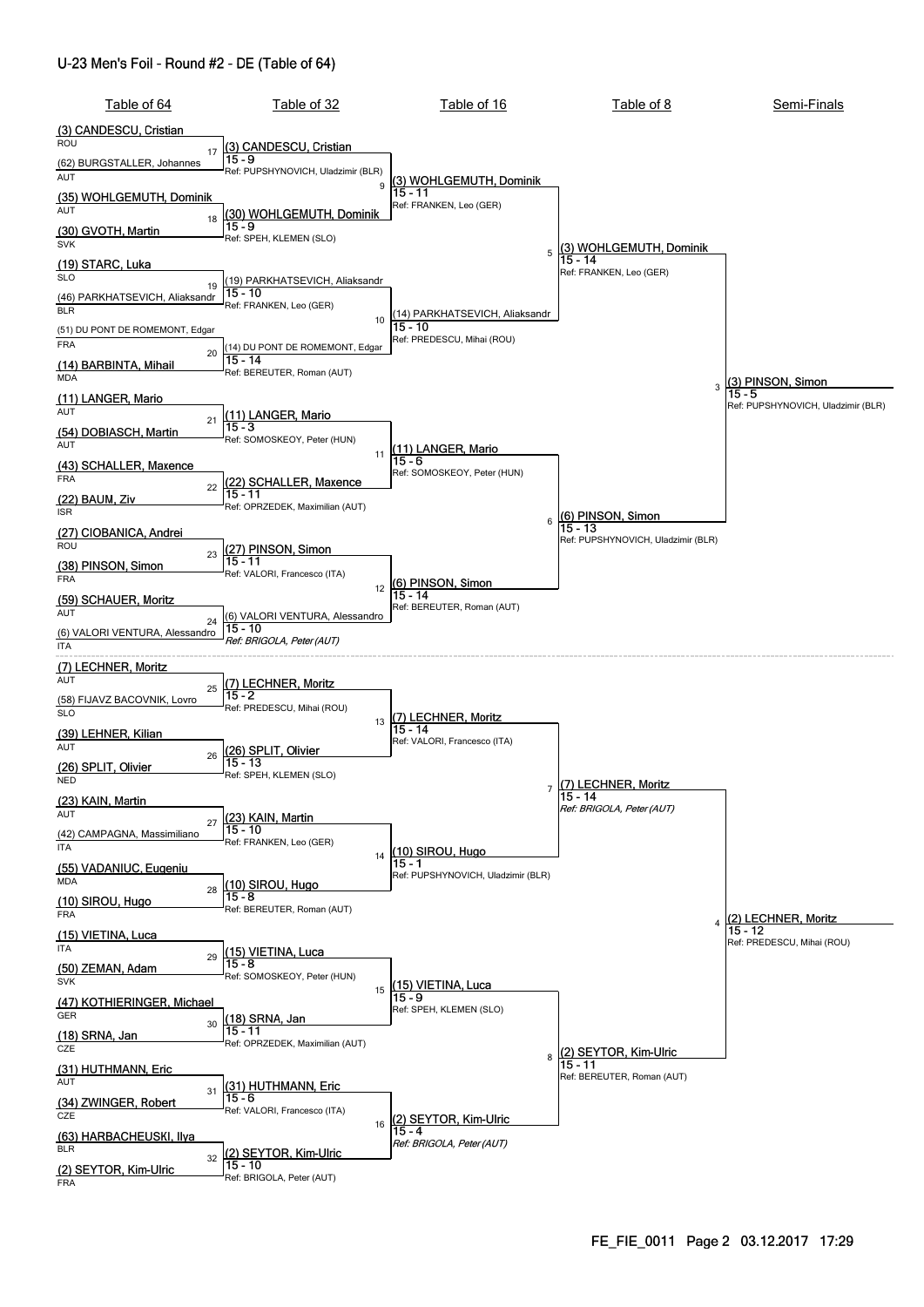# U-23 Men's Foil - Round #2 - DE (Table of 64)

## Table of 64

| Bout | Fencer A | Fencer B |
|---|---|---|
| 17 | (3) CANDESCU, Cristian (ROU) | (62) BURGSTALLER, Johannes (AUT) |
| 18 | (35) WOHLGEMUTH, Dominik (AUT) | (30) GVOTH, Martin (SVK) |
| 19 | (19) STARC, Luka (SLO) | (46) PARKHATSEVICH, Aliaksandr (BLR) |
| 20 | (51) DU PONT DE ROMEMONT, Edgar (FRA) | (14) BARBINTA, Mihail (MDA) |
| 21 | (11) LANGER, Mario (AUT) | (54) DOBIASCH, Martin (AUT) |
| 22 | (43) SCHALLER, Maxence (FRA) | (22) BAUM, Ziv (ISR) |
| 23 | (27) CIOBANICA, Andrei (ROU) | (38) PINSON, Simon (FRA) |
| 24 | (59) SCHAUER, Moritz (AUT) | (6) VALORI VENTURA, Alessandro (ITA) |
| 25 | (7) LECHNER, Moritz (AUT) | (58) FIJAVZ BACOVNIK, Lovro (SLO) |
| 26 | (39) LEHNER, Kilian (AUT) | (26) SPLIT, Olivier (NED) |
| 27 | (23) KAIN, Martin (AUT) | (42) CAMPAGNA, Massimiliano (ITA) |
| 28 | (55) VADANIUC, Eugeniu (MDA) | (10) SIROU, Hugo (FRA) |
| 29 | (15) VIETINA, Luca (ITA) | (50) ZEMAN, Adam (SVK) |
| 30 | (47) KOTHIERINGER, Michael (GER) | (18) SRNA, Jan (CZE) |
| 31 | (31) HUTHMANN, Eric (AUT) | (34) ZWINGER, Robert (CZE) |
| 32 | (63) HARBACHEUSKI, Illya (BLR) | (2) SEYTOR, Kim-Ulric (FRA) |

## Table of 32

| Bout | Winner | Score | Referee |
|---|---|---|---|
| 17 | (3) CANDESCU, Cristian | 15 - 9 | Ref: PUPSHYNOVICH, Uladzimir (BLR) |
| 18 | (30) WOHLGEMUTH, Dominik | 15 - 9 | Ref: SPEH, KLEMEN (SLO) |
| 19 | (19) PARKHATSEVICH, Aliaksandr | 15 - 10 | Ref: FRANKEN, Leo (GER) |
| 20 | (14) DU PONT DE ROMEMONT, Edgar | 15 - 14 | Ref: BEREUTER, Roman (AUT) |
| 21 | (11) LANGER, Mario | 15 - 3 | Ref: SOMOSKEOY, Peter (HUN) |
| 22 | (22) SCHALLER, Maxence | 15 - 11 | Ref: OPRZEDEK, Maximilian (AUT) |
| 23 | (27) PINSON, Simon | 15 - 11 | Ref: VALORI, Francesco (ITA) |
| 24 | (6) VALORI VENTURA, Alessandro | 15 - 10 | *Ref: BRIGOLA, Peter (AUT)* |
| 25 | (7) LECHNER, Moritz | 15 - 2 | Ref: PREDESCU, Mihai (ROU) |
| 26 | (26) SPLIT, Olivier | 15 - 13 | Ref: SPEH, KLEMEN (SLO) |
| 27 | (23) KAIN, Martin | 15 - 10 | Ref: FRANKEN, Leo (GER) |
| 28 | (10) SIROU, Hugo | 15 - 8 | Ref: BEREUTER, Roman (AUT) |
| 29 | (15) VIETINA, Luca | 15 - 8 | Ref: SOMOSKEOY, Peter (HUN) |
| 30 | (18) SRNA, Jan | 15 - 11 | Ref: OPRZEDEK, Maximilian (AUT) |
| 31 | (31) HUTHMANN, Eric | 15 - 6 | Ref: VALORI, Francesco (ITA) |
| 32 | (2) SEYTOR, Kim-Ulric | 15 - 10 | Ref: BRIGOLA, Peter (AUT) |

## Table of 16

| Bout | Winner | Score | Referee |
|---|---|---|---|
| 9 | (3) WOHLGEMUTH, Dominik | 15 - 11 | Ref: FRANKEN, Leo (GER) |
| 10 | (14) PARKHATSEVICH, Aliaksandr | 15 - 10 | Ref: PREDESCU, Mihai (ROU) |
| 11 | (11) LANGER, Mario | 15 - 6 | Ref: SOMOSKEOY, Peter (HUN) |
| 12 | (6) PINSON, Simon | 15 - 14 | Ref: BEREUTER, Roman (AUT) |
| 13 | (7) LECHNER, Moritz | 15 - 14 | Ref: VALORI, Francesco (ITA) |
| 14 | (10) SIROU, Hugo | 15 - 1 | Ref: PUPSHYNOVICH, Uladzimir (BLR) |
| 15 | (15) VIETINA, Luca | 15 - 9 | Ref: SPEH, KLEMEN (SLO) |
| 16 | (2) SEYTOR, Kim-Ulric | 15 - 4 | *Ref: BRIGOLA, Peter (AUT)* |

## Table of 8

| Bout | Winner | Score | Referee |
|---|---|---|---|
| 5 | (3) WOHLGEMUTH, Dominik | 15 - 14 | Ref: FRANKEN, Leo (GER) |
| 6 | (6) PINSON, Simon | 15 - 13 | Ref: PUPSHYNOVICH, Uladzimir (BLR) |
| 7 | (7) LECHNER, Moritz | 15 - 14 | *Ref: BRIGOLA, Peter (AUT)* |
| 8 | (2) SEYTOR, Kim-Ulric | 15 - 11 | Ref: BEREUTER, Roman (AUT) |

## Semi-Finals

| Bout | Winner | Score | Referee |
|---|---|---|---|
| 3 | (3) PINSON, Simon | 15 - 5 | Ref: PUPSHYNOVICH, Uladzimir (BLR) |
| 4 | (2) LECHNER, Moritz | 15 - 12 | Ref: PREDESCU, Mihai (ROU) |

FE_FIE_0011 Page 2 03.12.2017 17:29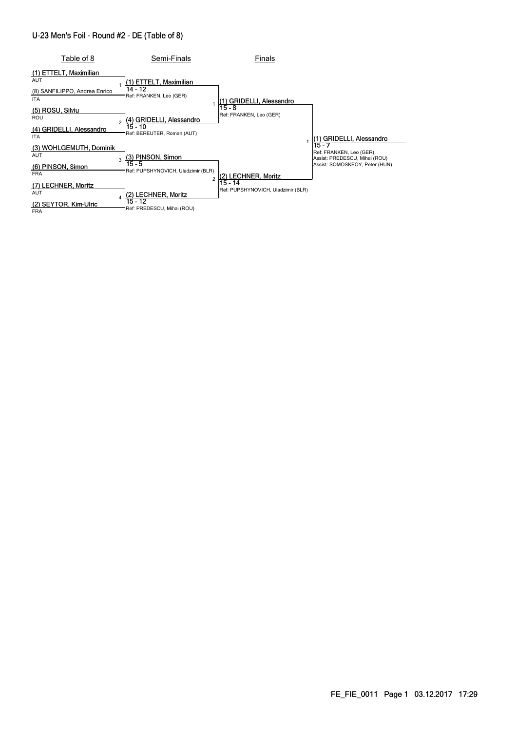## U-23 Men's Foil - Round #2 - DE (Table of 8)

| Table of 8 | Semi-Finals | Finals | |
|---|---|---|---|
| (1) ETTELT, Maximilian AUT | | | |
| | 1 (1) ETTELT, Maximilian 14 - 12 Ref: FRANKEN, Leo (GER) | | |
| (8) SANFILIPPO, Andrea Enrico ITA | | | |
| | | 1 (1) GRIDELLI, Alessandro 15 - 8 Ref: FRANKEN, Leo (GER) | |
| (5) ROSU, Silviu ROU | | | |
| | 2 (4) GRIDELLI, Alessandro 15 - 10 Ref: BEREUTER, Roman (AUT) | | |
| (4) GRIDELLI, Alessandro ITA | | | |
| | | | 1 (1) GRIDELLI, Alessandro 15 - 7 Ref: FRANKEN, Leo (GER) Assist: PREDESCU, Mihai (ROU) Assist: SOMOSKEOY, Peter (HUN) |
| (3) WOHLGEMUTH, Dominik AUT | | | |
| | 3 (3) PINSON, Simon 15 - 5 Ref: PUPSHYNOVICH, Uladzimir (BLR) | | |
| (6) PINSON, Simon FRA | | | |
| | | 2 (2) LECHNER, Moritz 15 - 14 Ref: PUPSHYNOVICH, Uladzimir (BLR) | |
| (7) LECHNER, Moritz AUT | | | |
| | 4 (2) LECHNER, Moritz 15 - 12 Ref: PREDESCU, Mihai (ROU) | | |
| (2) SEYTOR, Kim-Ulric FRA | | | |

FE_FIE_0011 Page 1 03.12.2017 17:29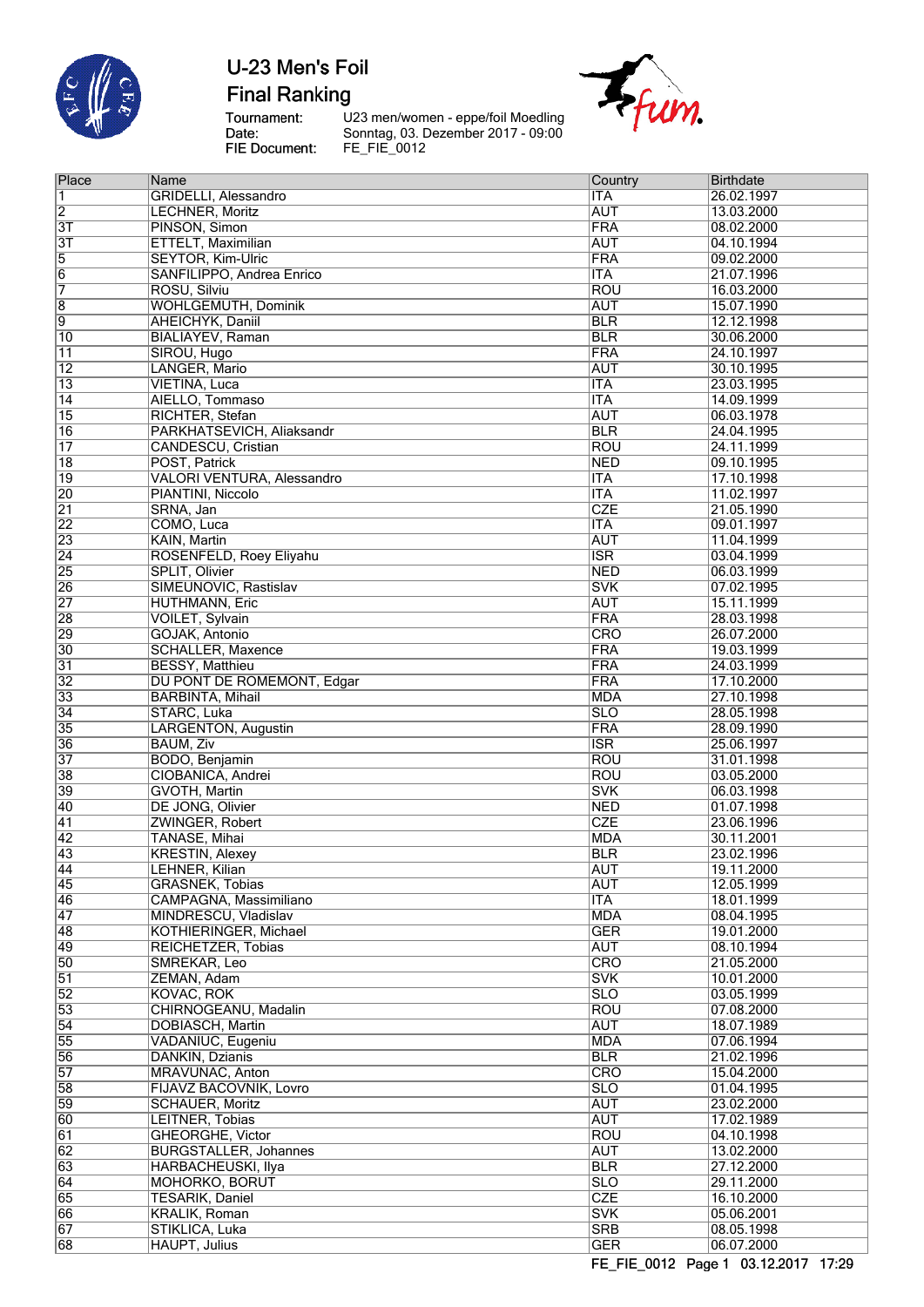# U-23 Men's Foil

## Final Ranking

Tournament: U23 men/women - eppe/foil Moedling
Date: Sonntag, 03. Dezember 2017 - 09:00
FIE Document: FE_FIE_0012

| Place | Name | Country | Birthdate |
|---|---|---|---|
| 1 | GRIDELLI, Alessandro | ITA | 26.02.1997 |
| 2 | LECHNER, Moritz | AUT | 13.03.2000 |
| 3T | PINSON, Simon | FRA | 08.02.2000 |
| 3T | ETTELT, Maximilian | AUT | 04.10.1994 |
| 5 | SEYTOR, Kim-Ulric | FRA | 09.02.2000 |
| 6 | SANFILIPPO, Andrea Enrico | ITA | 21.07.1996 |
| 7 | ROSU, Silviu | ROU | 16.03.2000 |
| 8 | WOHLGEMUTH, Dominik | AUT | 15.07.1990 |
| 9 | AHEICHYK, Daniil | BLR | 12.12.1998 |
| 10 | BIALIAYEV, Raman | BLR | 30.06.2000 |
| 11 | SIROU, Hugo | FRA | 24.10.1997 |
| 12 | LANGER, Mario | AUT | 30.10.1995 |
| 13 | VIETINA, Luca | ITA | 23.03.1995 |
| 14 | AIELLO, Tommaso | ITA | 14.09.1999 |
| 15 | RICHTER, Stefan | AUT | 06.03.1978 |
| 16 | PARKHATSEVICH, Aliaksandr | BLR | 24.04.1995 |
| 17 | CANDESCU, Cristian | ROU | 24.11.1999 |
| 18 | POST, Patrick | NED | 09.10.1995 |
| 19 | VALORI VENTURA, Alessandro | ITA | 17.10.1998 |
| 20 | PIANTINI, Niccolo | ITA | 11.02.1997 |
| 21 | SRNA, Jan | CZE | 21.05.1990 |
| 22 | COMO, Luca | ITA | 09.01.1997 |
| 23 | KAIN, Martin | AUT | 11.04.1999 |
| 24 | ROSENFELD, Roey Eliyahu | ISR | 03.04.1999 |
| 25 | SPLIT, Olivier | NED | 06.03.1999 |
| 26 | SIMEUNOVIC, Rastislav | SVK | 07.02.1995 |
| 27 | HUTHMANN, Eric | AUT | 15.11.1999 |
| 28 | VOILET, Sylvain | FRA | 28.03.1998 |
| 29 | GOJAK, Antonio | CRO | 26.07.2000 |
| 30 | SCHALLER, Maxence | FRA | 19.03.1999 |
| 31 | BESSY, Matthieu | FRA | 24.03.1999 |
| 32 | DU PONT DE ROMEMONT, Edgar | FRA | 17.10.2000 |
| 33 | BARBINTA, Mihail | MDA | 27.10.1998 |
| 34 | STARC, Luka | SLO | 28.05.1998 |
| 35 | LARGENTON, Augustin | FRA | 28.09.1990 |
| 36 | BAUM, Ziv | ISR | 25.06.1997 |
| 37 | BODO, Benjamin | ROU | 31.01.1998 |
| 38 | CIOBANICA, Andrei | ROU | 03.05.2000 |
| 39 | GVOTH, Martin | SVK | 06.03.1998 |
| 40 | DE JONG, Olivier | NED | 01.07.1998 |
| 41 | ZWINGER, Robert | CZE | 23.06.1996 |
| 42 | TANASE, Mihai | MDA | 30.11.2001 |
| 43 | KRESTIN, Alexey | BLR | 23.02.1996 |
| 44 | LEHNER, Kilian | AUT | 19.11.2000 |
| 45 | GRASNEK, Tobias | AUT | 12.05.1999 |
| 46 | CAMPAGNA, Massimiliano | ITA | 18.01.1999 |
| 47 | MINDRESCU, Vladislav | MDA | 08.04.1995 |
| 48 | KOTHIERINGER, Michael | GER | 19.01.2000 |
| 49 | REICHETZER, Tobias | AUT | 08.10.1994 |
| 50 | SMREKAR, Leo | CRO | 21.05.2000 |
| 51 | ZEMAN, Adam | SVK | 10.01.2000 |
| 52 | KOVAC, ROK | SLO | 03.05.1999 |
| 53 | CHIRNOGEANU, Madalin | ROU | 07.08.2000 |
| 54 | DOBIASCH, Martin | AUT | 18.07.1989 |
| 55 | VADANIUC, Eugeniu | MDA | 07.06.1994 |
| 56 | DANKIN, Dzianis | BLR | 21.02.1996 |
| 57 | MRAVUNAC, Anton | CRO | 15.04.2000 |
| 58 | FIJAVZ BACOVNIK, Lovro | SLO | 01.04.1995 |
| 59 | SCHAUER, Moritz | AUT | 23.02.2000 |
| 60 | LEITNER, Tobias | AUT | 17.02.1989 |
| 61 | GHEORGHE, Victor | ROU | 04.10.1998 |
| 62 | BURGSTALLER, Johannes | AUT | 13.02.2000 |
| 63 | HARBACHEUSKI, Ilya | BLR | 27.12.2000 |
| 64 | MOHORKO, BORUT | SLO | 29.11.2000 |
| 65 | TESARIK, Daniel | CZE | 16.10.2000 |
| 66 | KRALIK, Roman | SVK | 05.06.2001 |
| 67 | STIKLICA, Luka | SRB | 08.05.1998 |
| 68 | HAUPT, Julius | GER | 06.07.2000 |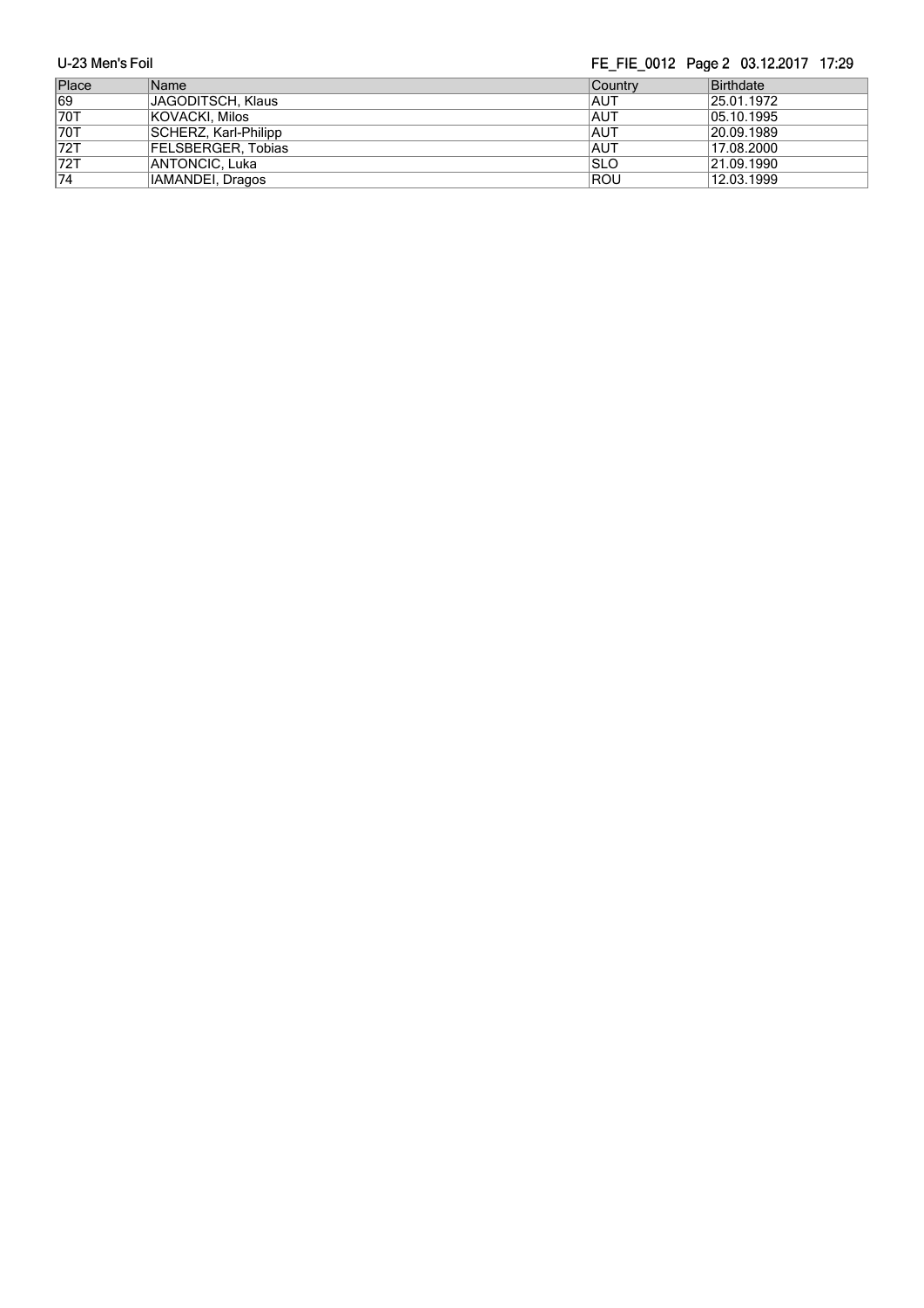| Place | Name | Country | Birthdate |
| --- | --- | --- | --- |
| 69 | JAGODITSCH, Klaus | AUT | 25.01.1972 |
| 70T | KOVACKI, Milos | AUT | 05.10.1995 |
| 70T | SCHERZ, Karl-Philipp | AUT | 20.09.1989 |
| 72T | FELSBERGER, Tobias | AUT | 17.08.2000 |
| 72T | ANTONCIC, Luka | SLO | 21.09.1990 |
| 74 | IAMANDEI, Dragos | ROU | 12.03.1999 |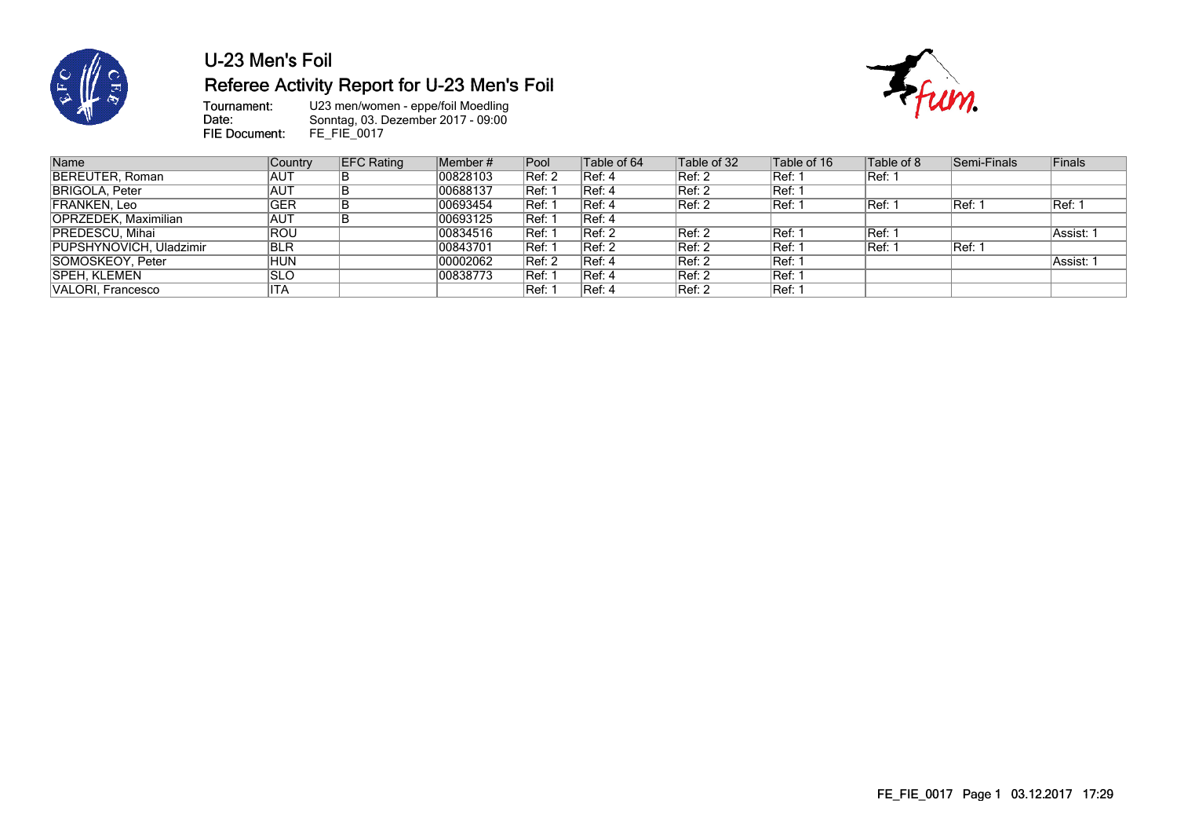# U-23 Men's Foil

## Referee Activity Report for U-23 Men's Foil

Tournament: U23 men/women - eppe/foil Moedling
Date: Sonntag, 03. Dezember 2017 - 09:00
FIE Document: FE_FIE_0017

| Name | Country | EFC Rating | Member # | Pool | Table of 64 | Table of 32 | Table of 16 | Table of 8 | Semi-Finals | Finals |
|---|---|---|---|---|---|---|---|---|---|---|
| BEREUTER, Roman | AUT | B | 00828103 | Ref: 2 | Ref: 4 | Ref: 2 | Ref: 1 | Ref: 1 | | |
| BRIGOLA, Peter | AUT | B | 00688137 | Ref: 1 | Ref: 4 | Ref: 2 | Ref: 1 | | | |
| FRANKEN, Leo | GER | B | 00693454 | Ref: 1 | Ref: 4 | Ref: 2 | Ref: 1 | Ref: 1 | Ref: 1 | Ref: 1 |
| OPRZEDEK, Maximilian | AUT | B | 00693125 | Ref: 1 | Ref: 4 | | | | | |
| PREDESCU, Mihai | ROU | | 00834516 | Ref: 1 | Ref: 2 | Ref: 2 | Ref: 1 | Ref: 1 | | Assist: 1 |
| PUPSHYNOVICH, Uladzimir | BLR | | 00843701 | Ref: 1 | Ref: 2 | Ref: 2 | Ref: 1 | Ref: 1 | Ref: 1 | |
| SOMOSKEOY, Peter | HUN | | 00002062 | Ref: 2 | Ref: 4 | Ref: 2 | Ref: 1 | | | Assist: 1 |
| SPEH, KLEMEN | SLO | | 00838773 | Ref: 1 | Ref: 4 | Ref: 2 | Ref: 1 | | | |
| VALORI, Francesco | ITA | | | Ref: 1 | Ref: 4 | Ref: 2 | Ref: 1 | | | |